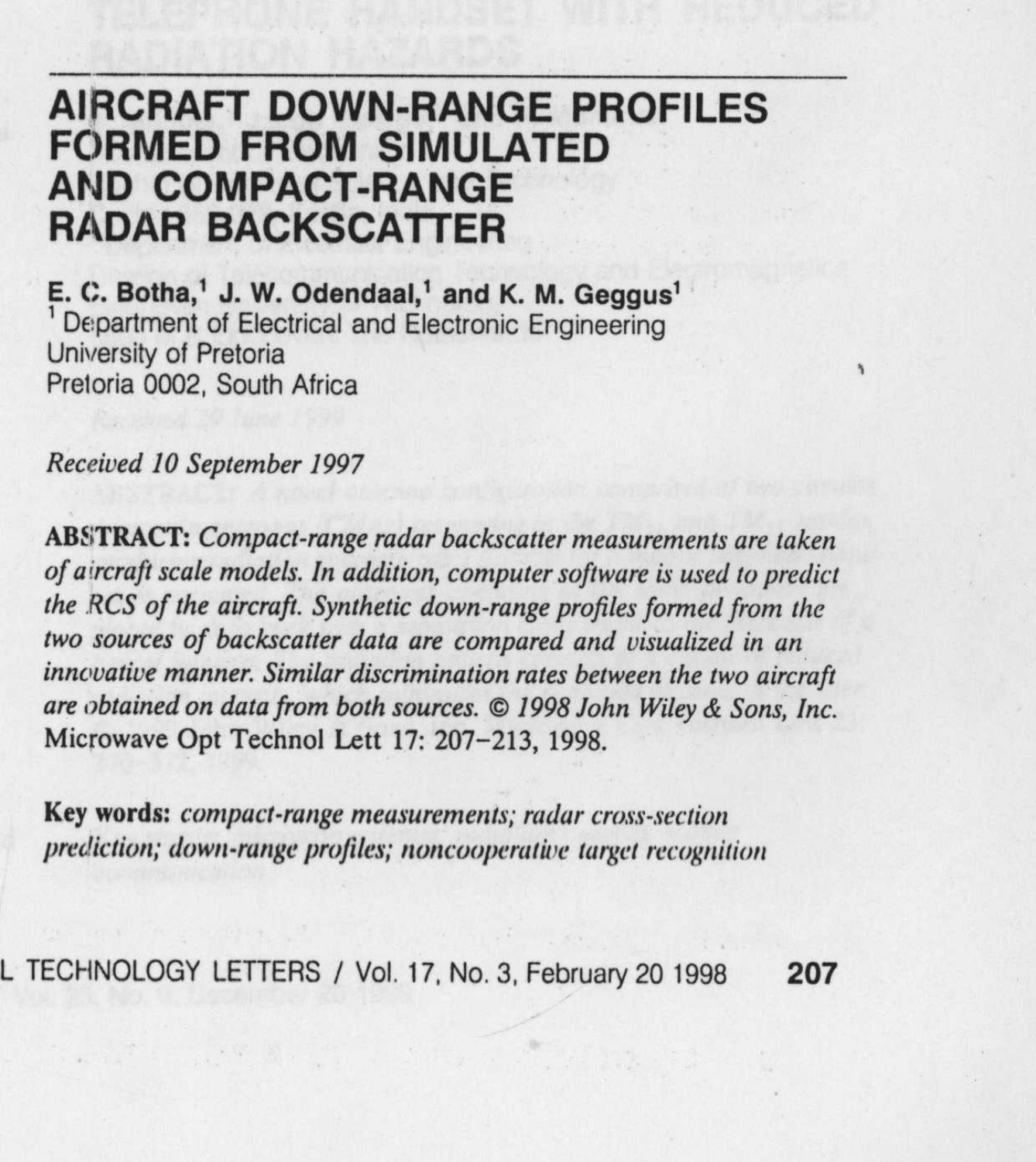# AIRCRAFT DOWN-RANGE PROFILES FORMED FROM SIMULATED AND COMPACT-RANGE RADAR BACKSCATTER

**E. C. Botha,[1] J. W. Odendaal,[1] and K. M. Geggus[1]**

[1] Department of Electrical and Electronic Engineering
University of Pretoria
Pretoria 0002, South Africa

*Received 10 September 1997*

**ABSTRACT:** *Compact-range radar backscatter measurements are taken of aircraft scale models. In addition, computer software is used to predict the RCS of the aircraft. Synthetic down-range profiles formed from the two sources of backscatter data are compared and visualized in an innovative manner. Similar discrimination rates between the two aircraft are obtained on data from both sources. © 1998 John Wiley & Sons, Inc.* Microwave Opt Technol Lett 17: 207–213, 1998.

**Key words:** *compact-range measurements; radar cross-section prediction; down-range profiles; noncooperative target recognition*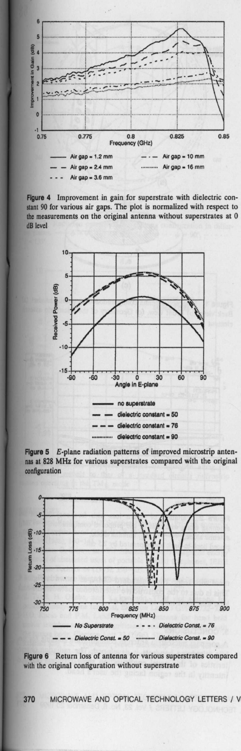**Figure 4** Improvement in gain for superstrate with dielectric constant 90 for various air gaps. The plot is normalized with respect to the measurements on the original antenna without superstrates at 0 dB level

**Figure 5** *E*-plane radiation patterns of improved microstrip antennas at 828 MHz for various superstrates compared with the original configuration

**Figure 6** Return loss of antenna for various superstrates compared with the original configuration without superstrate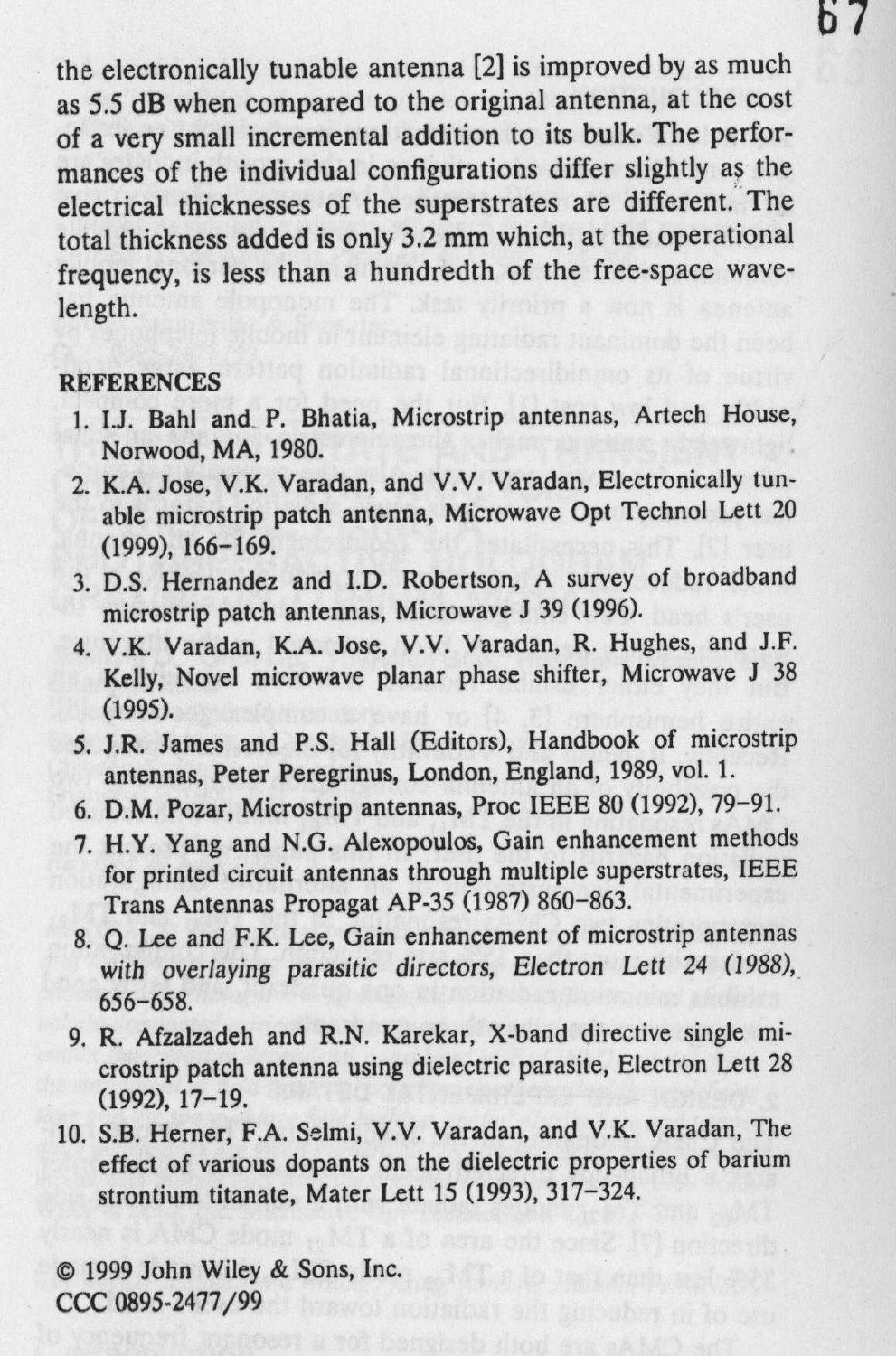the electronically tunable antenna [2] is improved by as much as 5.5 dB when compared to the original antenna, at the cost of a very small incremental addition to its bulk. The performances of the individual configurations differ slightly as the electrical thicknesses of the superstrates are different. The total thickness added is only 3.2 mm which, at the operational frequency, is less than a hundredth of the free-space wavelength.

## REFERENCES

1. I.J. Bahl and P. Bhatia, Microstrip antennas, Artech House, Norwood, MA, 1980.
2. K.A. Jose, V.K. Varadan, and V.V. Varadan, Electronically tunable microstrip patch antenna, Microwave Opt Technol Lett 20 (1999), 166–169.
3. D.S. Hernandez and I.D. Robertson, A survey of broadband microstrip patch antennas, Microwave J 39 (1996).
4. V.K. Varadan, K.A. Jose, V.V. Varadan, R. Hughes, and J.F. Kelly, Novel microwave planar phase shifter, Microwave J 38 (1995).
5. J.R. James and P.S. Hall (Editors), Handbook of microstrip antennas, Peter Peregrinus, London, England, 1989, vol. 1.
6. D.M. Pozar, Microstrip antennas, Proc IEEE 80 (1992), 79–91.
7. H.Y. Yang and N.G. Alexopoulos, Gain enhancement methods for printed circuit antennas through multiple superstrates, IEEE Trans Antennas Propagat AP-35 (1987) 860–863.
8. Q. Lee and F.K. Lee, Gain enhancement of microstrip antennas with overlaying parasitic directors, Electron Lett 24 (1988), 656–658.
9. R. Afzalzadeh and R.N. Karekar, X-band directive single microstrip patch antenna using dielectric parasite, Electron Lett 28 (1992), 17–19.
10. S.B. Herner, F.A. Selmi, V.V. Varadan, and V.K. Varadan, The effect of various dopants on the dielectric properties of barium strontium titanate, Mater Lett 15 (1993), 317–324.

© 1999 John Wiley & Sons, Inc.
CCC 0895-2477/99